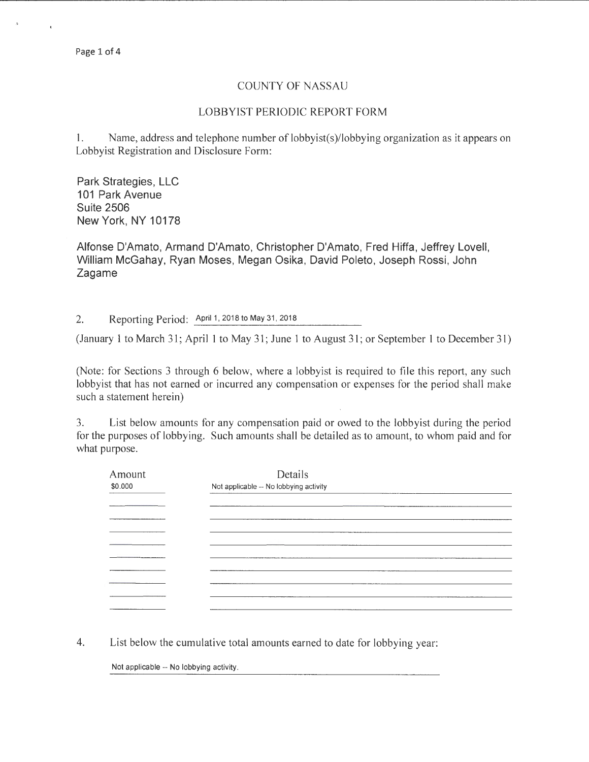# COUNTY OF NASSAU

## LOBBYIST PERIODIC REPORT FORM

1. Name, address and telephone number of lobbyist(s)/lobbying organization as it appears on Lobbyist Registration and Disclosure Form:

Park Strategies, LLC
101 Park Avenue
Suite 2506
New York, NY 10178

Alfonse D'Amato, Armand D'Amato, Christopher D'Amato, Fred Hiffa, Jeffrey Lovell, William McGahay, Ryan Moses, Megan Osika, David Poleto, Joseph Rossi, John Zagame

2. Reporting Period: April 1, 2018 to May 31, 2018

(January 1 to March 31; April 1 to May 31; June 1 to August 31; or September 1 to December 31)

(Note: for Sections 3 through 6 below, where a lobbyist is required to file this report, any such lobbyist that has not earned or incurred any compensation or expenses for the period shall make such a statement herein)

3. List below amounts for any compensation paid or owed to the lobbyist during the period for the purposes of lobbying. Such amounts shall be detailed as to amount, to whom paid and for what purpose.

| Amount | Details |
|---|---|
| $0.000 | Not applicable -- No lobbying activity |

4. List below the cumulative total amounts earned to date for lobbying year:

Not applicable -- No lobbying activity.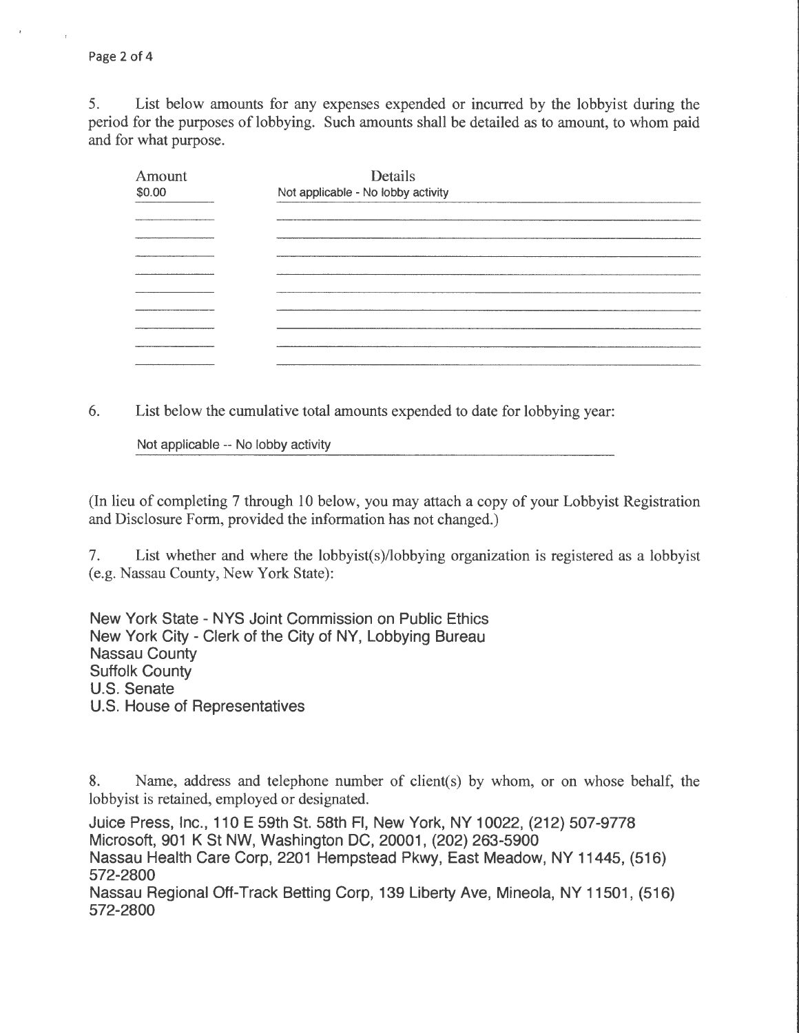5. List below amounts for any expenses expended or incurred by the lobbyist during the period for the purposes of lobbying. Such amounts shall be detailed as to amount, to whom paid and for what purpose.

| Amount | Details |
|---|---|
| $0.00 | Not applicable - No lobby activity |
| | |
| | |
| | |
| | |
| | |
| | |
| | |
| | |
| | |

6. List below the cumulative total amounts expended to date for lobbying year:

Not applicable -- No lobby activity

(In lieu of completing 7 through 10 below, you may attach a copy of your Lobbyist Registration and Disclosure Form, provided the information has not changed.)

7. List whether and where the lobbyist(s)/lobbying organization is registered as a lobbyist (e.g. Nassau County, New York State):

New York State - NYS Joint Commission on Public Ethics
New York City - Clerk of the City of NY, Lobbying Bureau
Nassau County
Suffolk County
U.S. Senate
U.S. House of Representatives

8. Name, address and telephone number of client(s) by whom, or on whose behalf, the lobbyist is retained, employed or designated.

Juice Press, Inc., 110 E 59th St. 58th Fl, New York, NY 10022, (212) 507-9778
Microsoft, 901 K St NW, Washington DC, 20001, (202) 263-5900
Nassau Health Care Corp, 2201 Hempstead Pkwy, East Meadow, NY 11445, (516) 572-2800
Nassau Regional Off-Track Betting Corp, 139 Liberty Ave, Mineola, NY 11501, (516) 572-2800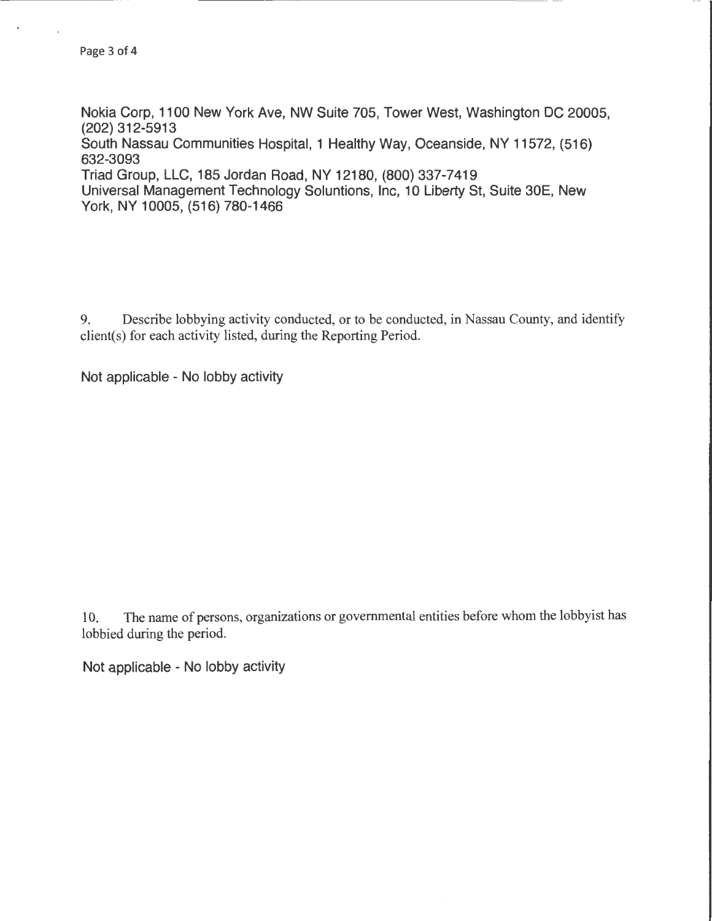Nokia Corp, 1100 New York Ave, NW Suite 705, Tower West, Washington DC 20005, (202) 312-5913
South Nassau Communities Hospital, 1 Healthy Way, Oceanside, NY 11572, (516) 632-3093
Triad Group, LLC, 185 Jordan Road, NY 12180, (800) 337-7419
Universal Management Technology Soluntions, Inc, 10 Liberty St, Suite 30E, New York, NY 10005, (516) 780-1466

9. Describe lobbying activity conducted, or to be conducted, in Nassau County, and identify client(s) for each activity listed, during the Reporting Period.

Not applicable - No lobby activity

10. The name of persons, organizations or governmental entities before whom the lobbyist has lobbied during the period.

Not applicable - No lobby activity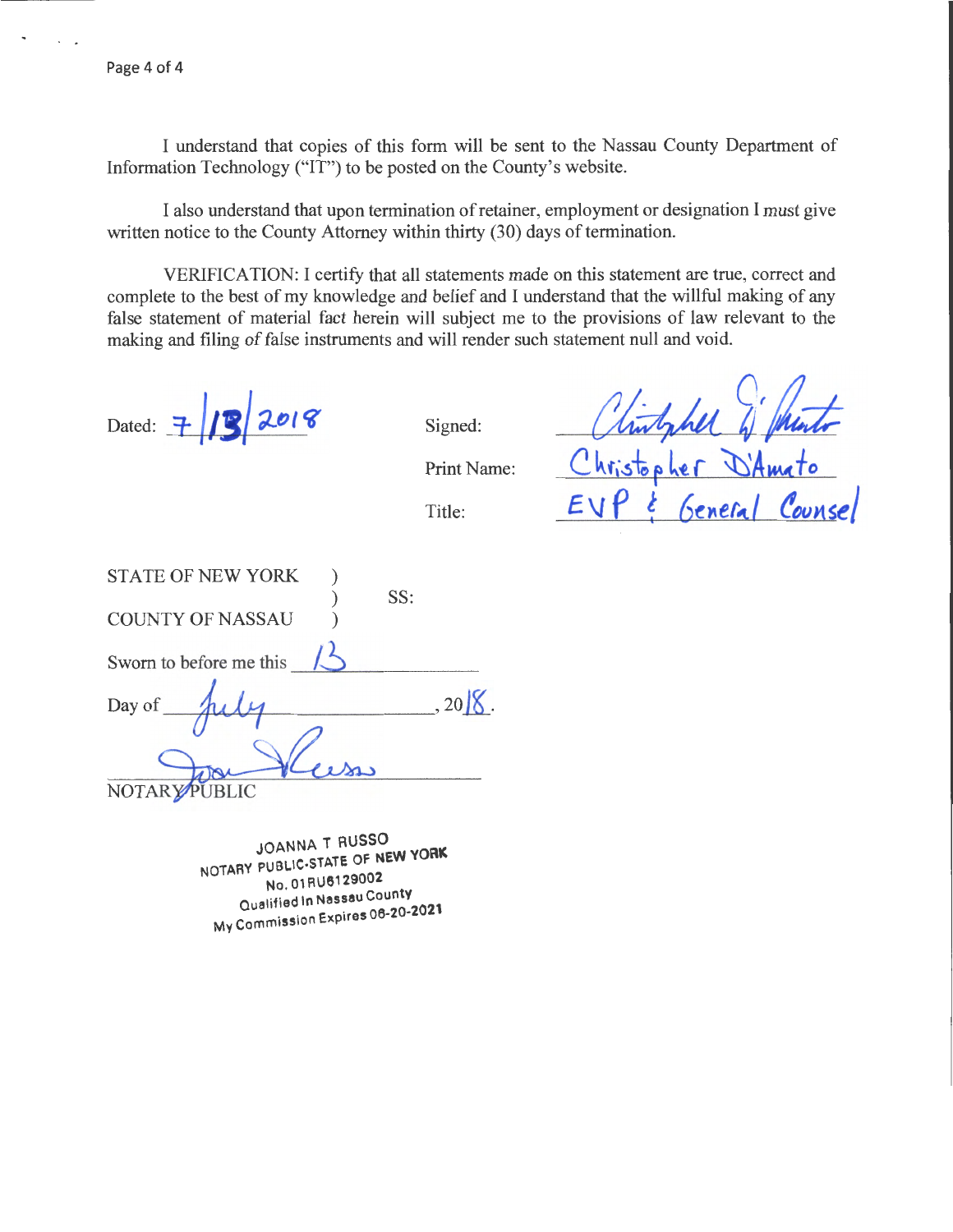I understand that copies of this form will be sent to the Nassau County Department of Information Technology ("IT") to be posted on the County's website.

I also understand that upon termination of retainer, employment or designation I must give written notice to the County Attorney within thirty (30) days of termination.

VERIFICATION: I certify that all statements made on this statement are true, correct and complete to the best of my knowledge and belief and I understand that the willful making of any false statement of material fact herein will subject me to the provisions of law relevant to the making and filing of false instruments and will render such statement null and void.

Dated: 7/13/2018

Signed: Christopher D'Amato

Print Name: Christopher D'Amato

Title: EVP & General Counsel

STATE OF NEW YORK )
) SS:
COUNTY OF NASSAU )

Sworn to before me this 13

Day of July, 2018.

Joanna Russo

NOTARY PUBLIC

JOANNA T RUSSO
NOTARY PUBLIC-STATE OF NEW YORK
No. 01RU6129002
Qualified In Nassau County
My Commission Expires 06-20-2021